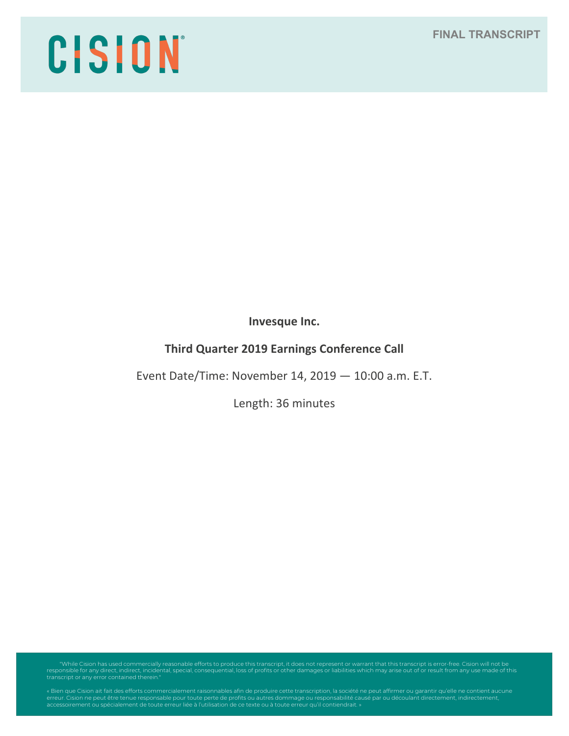CISION

FINAL TRANSCRIPT

**Invesque Inc.**

**Third Quarter 2019 Earnings Conference Call**

Event Date/Time: November 14, 2019 — 10:00 a.m. E.T.

Length: 36 minutes

"While Cision has used commercially reasonable efforts to produce this transcript, it does not represent or warrant that this transcript is error-free. Cision will not be responsible for any direct, indirect, incidental, special, consequential, loss of profits or other damages or liabilities which may arise out of or result from any use made of this transcript or any error contained therein."

« Bien que Cision ait fait des efforts commercialement raisonnables afin de produire cette transcription, la société ne peut affirmer ou garantir qu'elle ne contient aucune erreur. Cision ne peut être tenue responsable pour toute perte de profits ou autres dommage ou responsabilité causé par ou découlant directement, indirectement, accessoirement ou spécialement de toute erreur liée à l'utilisation de ce texte ou à toute erreur qu'il contiendrait. »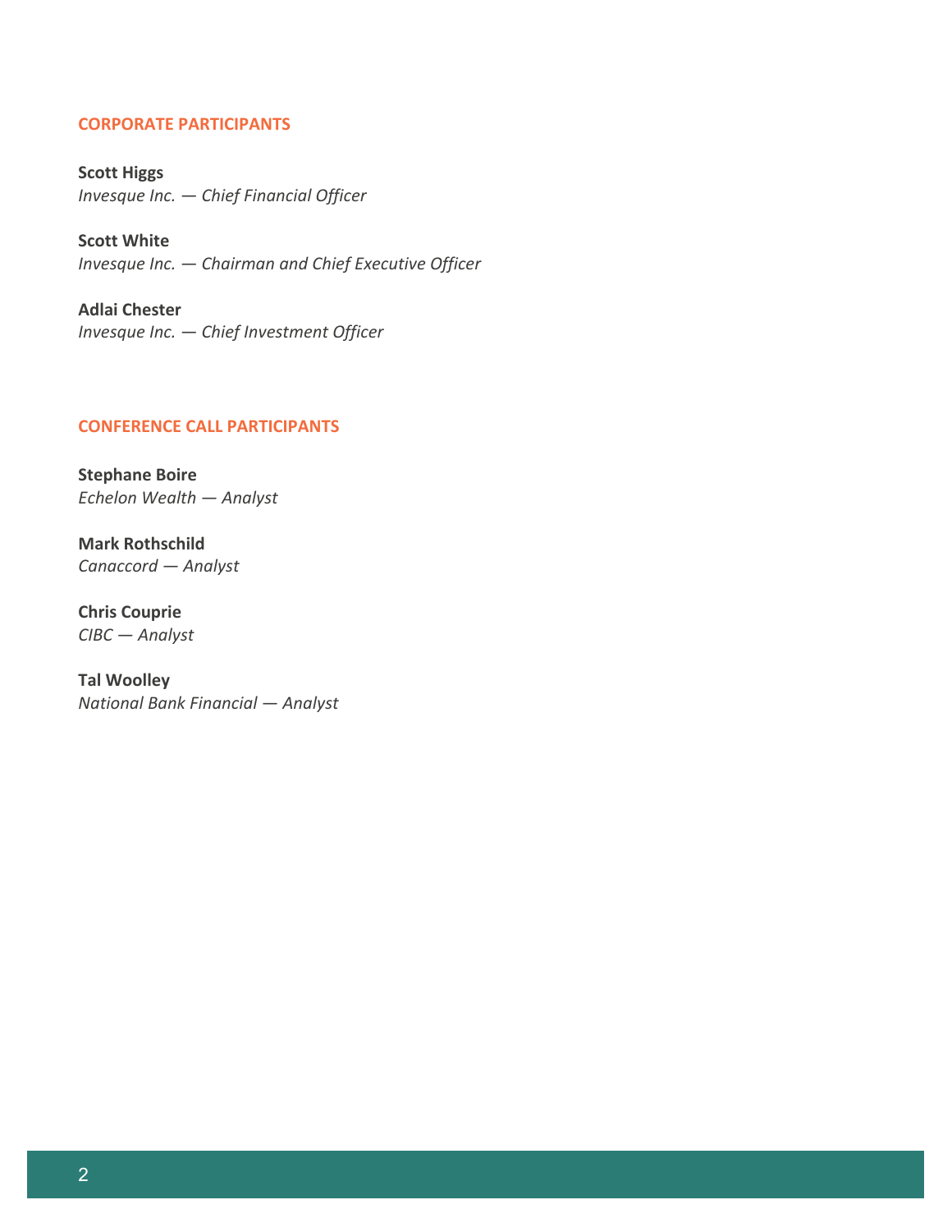## CORPORATE PARTICIPANTS

**Scott Higgs**
*Invesque Inc. — Chief Financial Officer*

**Scott White**
*Invesque Inc. — Chairman and Chief Executive Officer*

**Adlai Chester**
*Invesque Inc. — Chief Investment Officer*

## CONFERENCE CALL PARTICIPANTS

**Stephane Boire**
*Echelon Wealth — Analyst*

**Mark Rothschild**
*Canaccord — Analyst*

**Chris Couprie**
*CIBC — Analyst*

**Tal Woolley**
*National Bank Financial — Analyst*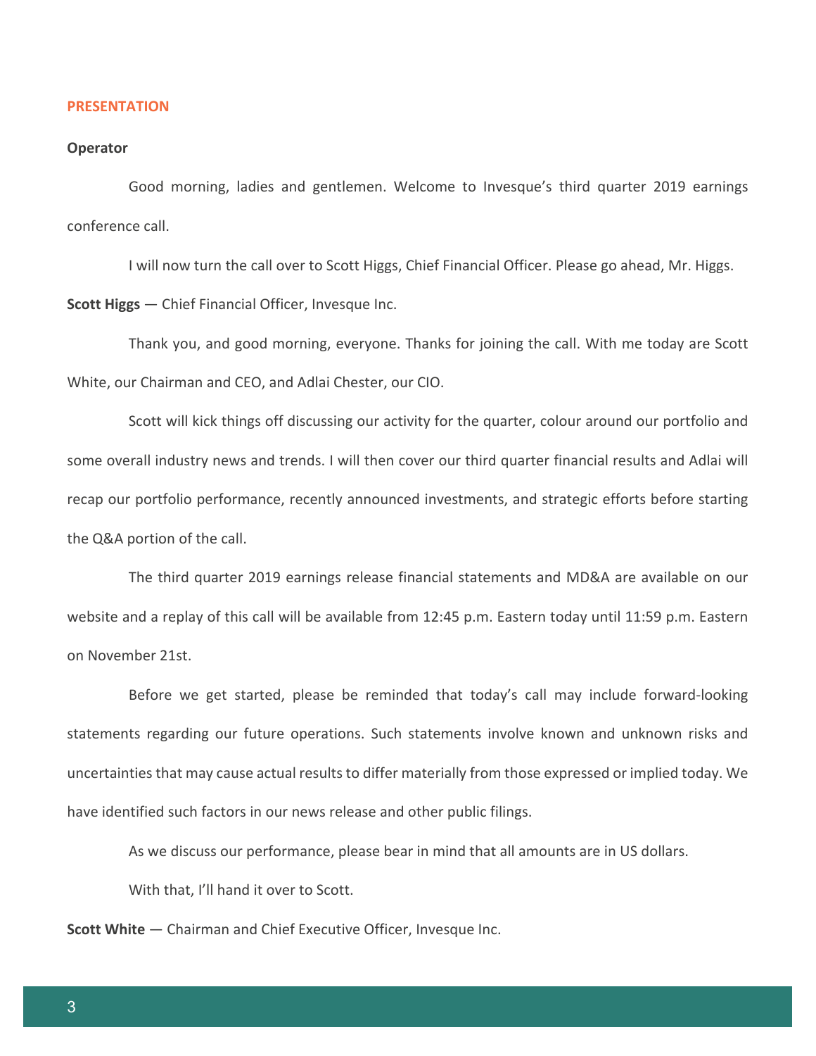**PRESENTATION**

**Operator**

Good morning, ladies and gentlemen. Welcome to Invesque's third quarter 2019 earnings conference call.

I will now turn the call over to Scott Higgs, Chief Financial Officer. Please go ahead, Mr. Higgs.

**Scott Higgs** — Chief Financial Officer, Invesque Inc.

Thank you, and good morning, everyone. Thanks for joining the call. With me today are Scott White, our Chairman and CEO, and Adlai Chester, our CIO.

Scott will kick things off discussing our activity for the quarter, colour around our portfolio and some overall industry news and trends. I will then cover our third quarter financial results and Adlai will recap our portfolio performance, recently announced investments, and strategic efforts before starting the Q&A portion of the call.

The third quarter 2019 earnings release financial statements and MD&A are available on our website and a replay of this call will be available from 12:45 p.m. Eastern today until 11:59 p.m. Eastern on November 21st.

Before we get started, please be reminded that today's call may include forward-looking statements regarding our future operations. Such statements involve known and unknown risks and uncertainties that may cause actual results to differ materially from those expressed or implied today. We have identified such factors in our news release and other public filings.

As we discuss our performance, please bear in mind that all amounts are in US dollars.

With that, I'll hand it over to Scott.

**Scott White** — Chairman and Chief Executive Officer, Invesque Inc.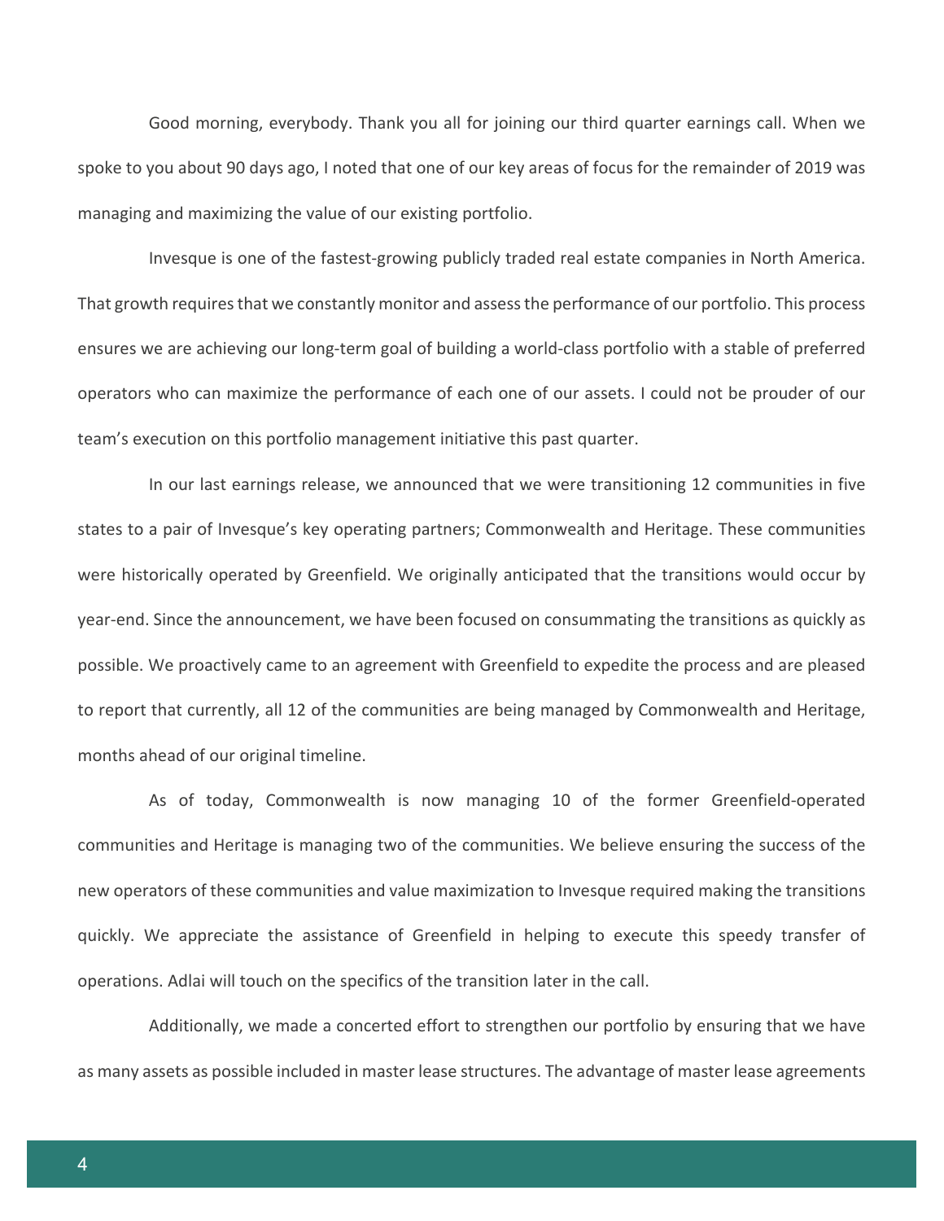Good morning, everybody. Thank you all for joining our third quarter earnings call. When we spoke to you about 90 days ago, I noted that one of our key areas of focus for the remainder of 2019 was managing and maximizing the value of our existing portfolio.

Invesque is one of the fastest-growing publicly traded real estate companies in North America. That growth requires that we constantly monitor and assess the performance of our portfolio. This process ensures we are achieving our long-term goal of building a world-class portfolio with a stable of preferred operators who can maximize the performance of each one of our assets. I could not be prouder of our team's execution on this portfolio management initiative this past quarter.

In our last earnings release, we announced that we were transitioning 12 communities in five states to a pair of Invesque's key operating partners; Commonwealth and Heritage. These communities were historically operated by Greenfield. We originally anticipated that the transitions would occur by year-end. Since the announcement, we have been focused on consummating the transitions as quickly as possible. We proactively came to an agreement with Greenfield to expedite the process and are pleased to report that currently, all 12 of the communities are being managed by Commonwealth and Heritage, months ahead of our original timeline.

As of today, Commonwealth is now managing 10 of the former Greenfield-operated communities and Heritage is managing two of the communities. We believe ensuring the success of the new operators of these communities and value maximization to Invesque required making the transitions quickly. We appreciate the assistance of Greenfield in helping to execute this speedy transfer of operations. Adlai will touch on the specifics of the transition later in the call.

Additionally, we made a concerted effort to strengthen our portfolio by ensuring that we have as many assets as possible included in master lease structures. The advantage of master lease agreements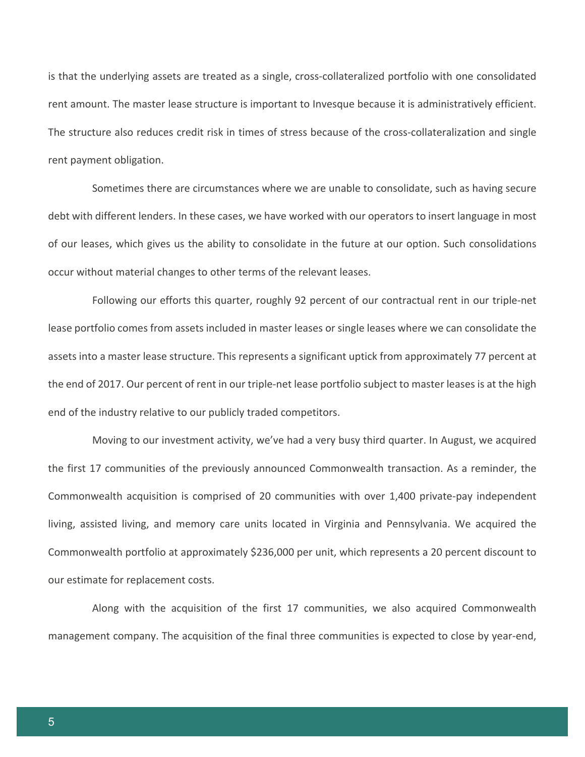is that the underlying assets are treated as a single, cross-collateralized portfolio with one consolidated rent amount. The master lease structure is important to Invesque because it is administratively efficient. The structure also reduces credit risk in times of stress because of the cross-collateralization and single rent payment obligation.

Sometimes there are circumstances where we are unable to consolidate, such as having secure debt with different lenders. In these cases, we have worked with our operators to insert language in most of our leases, which gives us the ability to consolidate in the future at our option. Such consolidations occur without material changes to other terms of the relevant leases.

Following our efforts this quarter, roughly 92 percent of our contractual rent in our triple-net lease portfolio comes from assets included in master leases or single leases where we can consolidate the assets into a master lease structure. This represents a significant uptick from approximately 77 percent at the end of 2017. Our percent of rent in our triple-net lease portfolio subject to master leases is at the high end of the industry relative to our publicly traded competitors.

Moving to our investment activity, we've had a very busy third quarter. In August, we acquired the first 17 communities of the previously announced Commonwealth transaction. As a reminder, the Commonwealth acquisition is comprised of 20 communities with over 1,400 private-pay independent living, assisted living, and memory care units located in Virginia and Pennsylvania. We acquired the Commonwealth portfolio at approximately $236,000 per unit, which represents a 20 percent discount to our estimate for replacement costs.

Along with the acquisition of the first 17 communities, we also acquired Commonwealth management company. The acquisition of the final three communities is expected to close by year-end,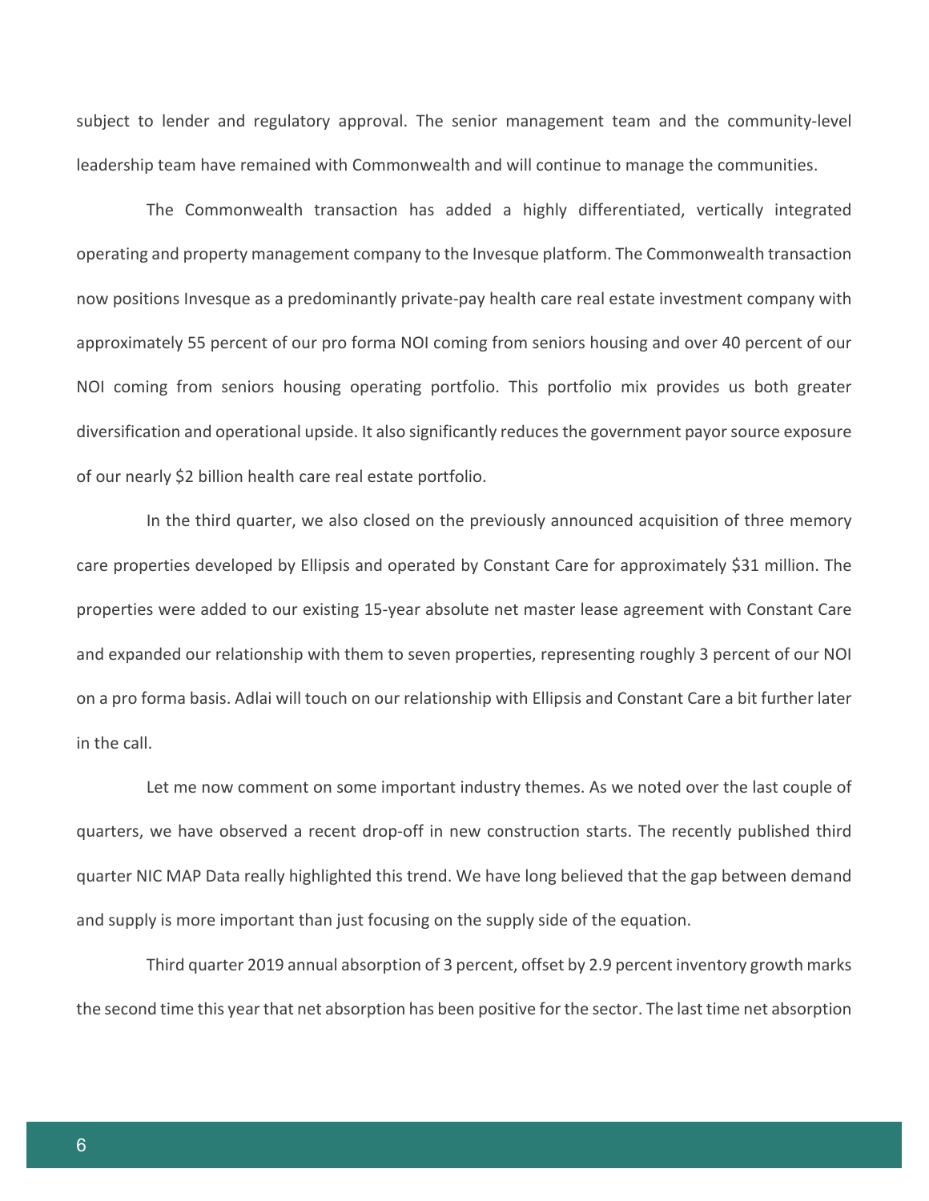subject to lender and regulatory approval. The senior management team and the community-level leadership team have remained with Commonwealth and will continue to manage the communities.

The Commonwealth transaction has added a highly differentiated, vertically integrated operating and property management company to the Invesque platform. The Commonwealth transaction now positions Invesque as a predominantly private-pay health care real estate investment company with approximately 55 percent of our pro forma NOI coming from seniors housing and over 40 percent of our NOI coming from seniors housing operating portfolio. This portfolio mix provides us both greater diversification and operational upside. It also significantly reduces the government payor source exposure of our nearly $2 billion health care real estate portfolio.

In the third quarter, we also closed on the previously announced acquisition of three memory care properties developed by Ellipsis and operated by Constant Care for approximately $31 million. The properties were added to our existing 15-year absolute net master lease agreement with Constant Care and expanded our relationship with them to seven properties, representing roughly 3 percent of our NOI on a pro forma basis. Adlai will touch on our relationship with Ellipsis and Constant Care a bit further later in the call.

Let me now comment on some important industry themes. As we noted over the last couple of quarters, we have observed a recent drop-off in new construction starts. The recently published third quarter NIC MAP Data really highlighted this trend. We have long believed that the gap between demand and supply is more important than just focusing on the supply side of the equation.

Third quarter 2019 annual absorption of 3 percent, offset by 2.9 percent inventory growth marks the second time this year that net absorption has been positive for the sector. The last time net absorption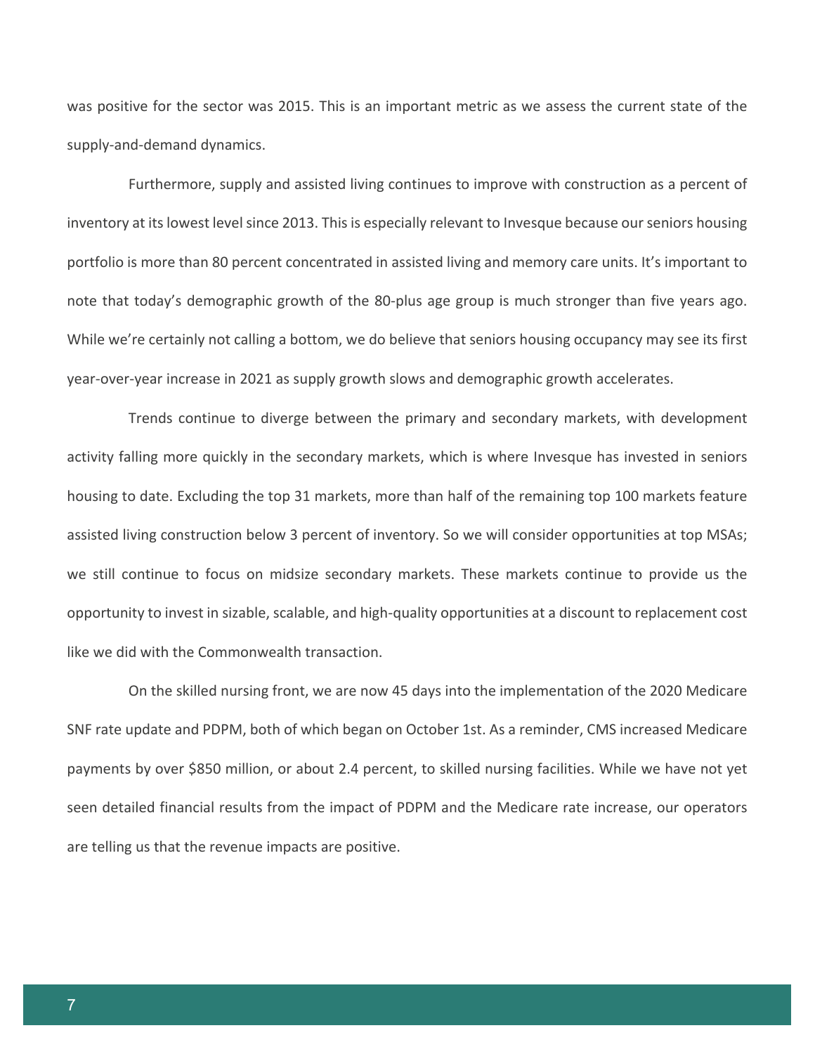was positive for the sector was 2015. This is an important metric as we assess the current state of the supply-and-demand dynamics.

Furthermore, supply and assisted living continues to improve with construction as a percent of inventory at its lowest level since 2013. This is especially relevant to Invesque because our seniors housing portfolio is more than 80 percent concentrated in assisted living and memory care units. It's important to note that today's demographic growth of the 80-plus age group is much stronger than five years ago. While we're certainly not calling a bottom, we do believe that seniors housing occupancy may see its first year-over-year increase in 2021 as supply growth slows and demographic growth accelerates.

Trends continue to diverge between the primary and secondary markets, with development activity falling more quickly in the secondary markets, which is where Invesque has invested in seniors housing to date. Excluding the top 31 markets, more than half of the remaining top 100 markets feature assisted living construction below 3 percent of inventory. So we will consider opportunities at top MSAs; we still continue to focus on midsize secondary markets. These markets continue to provide us the opportunity to invest in sizable, scalable, and high-quality opportunities at a discount to replacement cost like we did with the Commonwealth transaction.

On the skilled nursing front, we are now 45 days into the implementation of the 2020 Medicare SNF rate update and PDPM, both of which began on October 1st. As a reminder, CMS increased Medicare payments by over $850 million, or about 2.4 percent, to skilled nursing facilities. While we have not yet seen detailed financial results from the impact of PDPM and the Medicare rate increase, our operators are telling us that the revenue impacts are positive.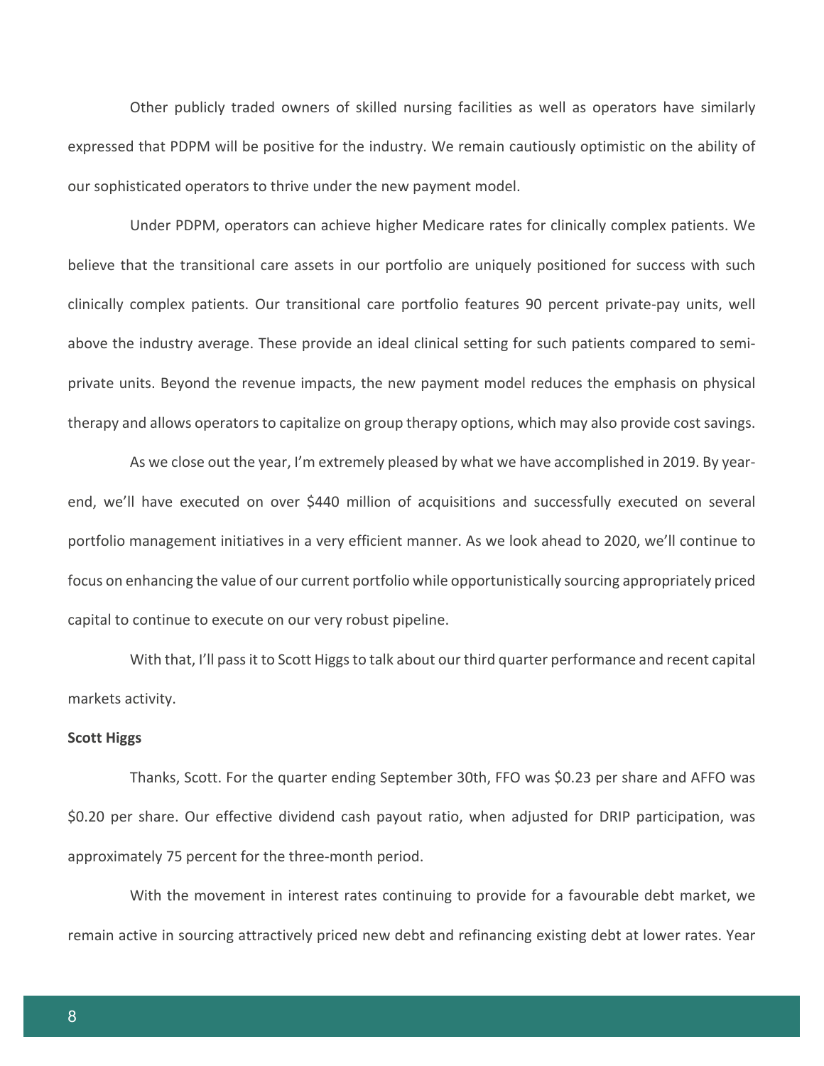Other publicly traded owners of skilled nursing facilities as well as operators have similarly expressed that PDPM will be positive for the industry. We remain cautiously optimistic on the ability of our sophisticated operators to thrive under the new payment model.

Under PDPM, operators can achieve higher Medicare rates for clinically complex patients. We believe that the transitional care assets in our portfolio are uniquely positioned for success with such clinically complex patients. Our transitional care portfolio features 90 percent private-pay units, well above the industry average. These provide an ideal clinical setting for such patients compared to semi-private units. Beyond the revenue impacts, the new payment model reduces the emphasis on physical therapy and allows operators to capitalize on group therapy options, which may also provide cost savings.

As we close out the year, I'm extremely pleased by what we have accomplished in 2019. By year-end, we'll have executed on over $440 million of acquisitions and successfully executed on several portfolio management initiatives in a very efficient manner. As we look ahead to 2020, we'll continue to focus on enhancing the value of our current portfolio while opportunistically sourcing appropriately priced capital to continue to execute on our very robust pipeline.

With that, I'll pass it to Scott Higgs to talk about our third quarter performance and recent capital markets activity.

**Scott Higgs**

Thanks, Scott. For the quarter ending September 30th, FFO was $0.23 per share and AFFO was $0.20 per share. Our effective dividend cash payout ratio, when adjusted for DRIP participation, was approximately 75 percent for the three-month period.

With the movement in interest rates continuing to provide for a favourable debt market, we remain active in sourcing attractively priced new debt and refinancing existing debt at lower rates. Year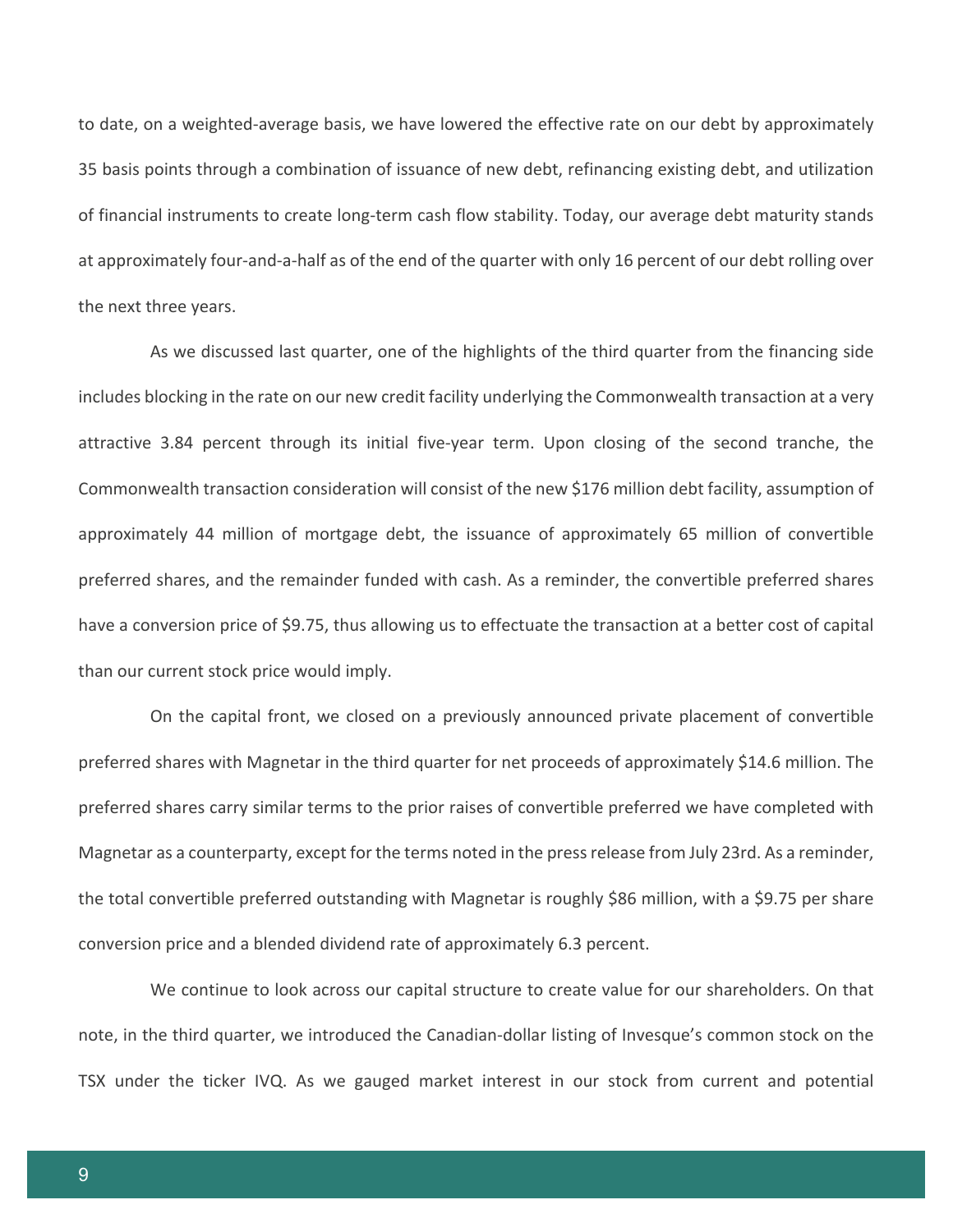to date, on a weighted-average basis, we have lowered the effective rate on our debt by approximately 35 basis points through a combination of issuance of new debt, refinancing existing debt, and utilization of financial instruments to create long-term cash flow stability. Today, our average debt maturity stands at approximately four-and-a-half as of the end of the quarter with only 16 percent of our debt rolling over the next three years.

As we discussed last quarter, one of the highlights of the third quarter from the financing side includes blocking in the rate on our new credit facility underlying the Commonwealth transaction at a very attractive 3.84 percent through its initial five-year term. Upon closing of the second tranche, the Commonwealth transaction consideration will consist of the new $176 million debt facility, assumption of approximately 44 million of mortgage debt, the issuance of approximately 65 million of convertible preferred shares, and the remainder funded with cash. As a reminder, the convertible preferred shares have a conversion price of $9.75, thus allowing us to effectuate the transaction at a better cost of capital than our current stock price would imply.

On the capital front, we closed on a previously announced private placement of convertible preferred shares with Magnetar in the third quarter for net proceeds of approximately $14.6 million. The preferred shares carry similar terms to the prior raises of convertible preferred we have completed with Magnetar as a counterparty, except for the terms noted in the press release from July 23rd. As a reminder, the total convertible preferred outstanding with Magnetar is roughly $86 million, with a $9.75 per share conversion price and a blended dividend rate of approximately 6.3 percent.

We continue to look across our capital structure to create value for our shareholders. On that note, in the third quarter, we introduced the Canadian-dollar listing of Invesque's common stock on the TSX under the ticker IVQ. As we gauged market interest in our stock from current and potential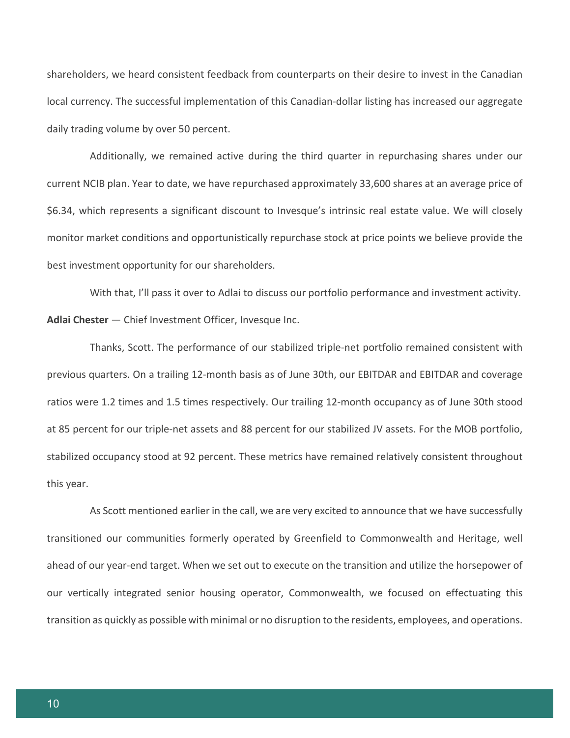shareholders, we heard consistent feedback from counterparts on their desire to invest in the Canadian local currency. The successful implementation of this Canadian-dollar listing has increased our aggregate daily trading volume by over 50 percent.

Additionally, we remained active during the third quarter in repurchasing shares under our current NCIB plan. Year to date, we have repurchased approximately 33,600 shares at an average price of $6.34, which represents a significant discount to Invesque's intrinsic real estate value. We will closely monitor market conditions and opportunistically repurchase stock at price points we believe provide the best investment opportunity for our shareholders.

With that, I'll pass it over to Adlai to discuss our portfolio performance and investment activity.

**Adlai Chester** — Chief Investment Officer, Invesque Inc.

Thanks, Scott. The performance of our stabilized triple-net portfolio remained consistent with previous quarters. On a trailing 12-month basis as of June 30th, our EBITDAR and EBITDAR and coverage ratios were 1.2 times and 1.5 times respectively. Our trailing 12-month occupancy as of June 30th stood at 85 percent for our triple-net assets and 88 percent for our stabilized JV assets. For the MOB portfolio, stabilized occupancy stood at 92 percent. These metrics have remained relatively consistent throughout this year.

As Scott mentioned earlier in the call, we are very excited to announce that we have successfully transitioned our communities formerly operated by Greenfield to Commonwealth and Heritage, well ahead of our year-end target. When we set out to execute on the transition and utilize the horsepower of our vertically integrated senior housing operator, Commonwealth, we focused on effectuating this transition as quickly as possible with minimal or no disruption to the residents, employees, and operations.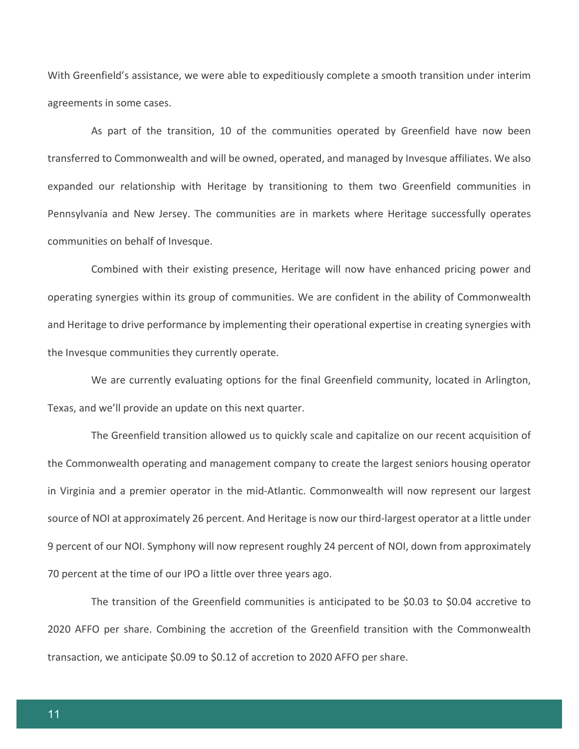With Greenfield's assistance, we were able to expeditiously complete a smooth transition under interim agreements in some cases.

As part of the transition, 10 of the communities operated by Greenfield have now been transferred to Commonwealth and will be owned, operated, and managed by Invesque affiliates. We also expanded our relationship with Heritage by transitioning to them two Greenfield communities in Pennsylvania and New Jersey. The communities are in markets where Heritage successfully operates communities on behalf of Invesque.

Combined with their existing presence, Heritage will now have enhanced pricing power and operating synergies within its group of communities. We are confident in the ability of Commonwealth and Heritage to drive performance by implementing their operational expertise in creating synergies with the Invesque communities they currently operate.

We are currently evaluating options for the final Greenfield community, located in Arlington, Texas, and we'll provide an update on this next quarter.

The Greenfield transition allowed us to quickly scale and capitalize on our recent acquisition of the Commonwealth operating and management company to create the largest seniors housing operator in Virginia and a premier operator in the mid-Atlantic. Commonwealth will now represent our largest source of NOI at approximately 26 percent. And Heritage is now our third-largest operator at a little under 9 percent of our NOI. Symphony will now represent roughly 24 percent of NOI, down from approximately 70 percent at the time of our IPO a little over three years ago.

The transition of the Greenfield communities is anticipated to be $0.03 to $0.04 accretive to 2020 AFFO per share. Combining the accretion of the Greenfield transition with the Commonwealth transaction, we anticipate $0.09 to $0.12 of accretion to 2020 AFFO per share.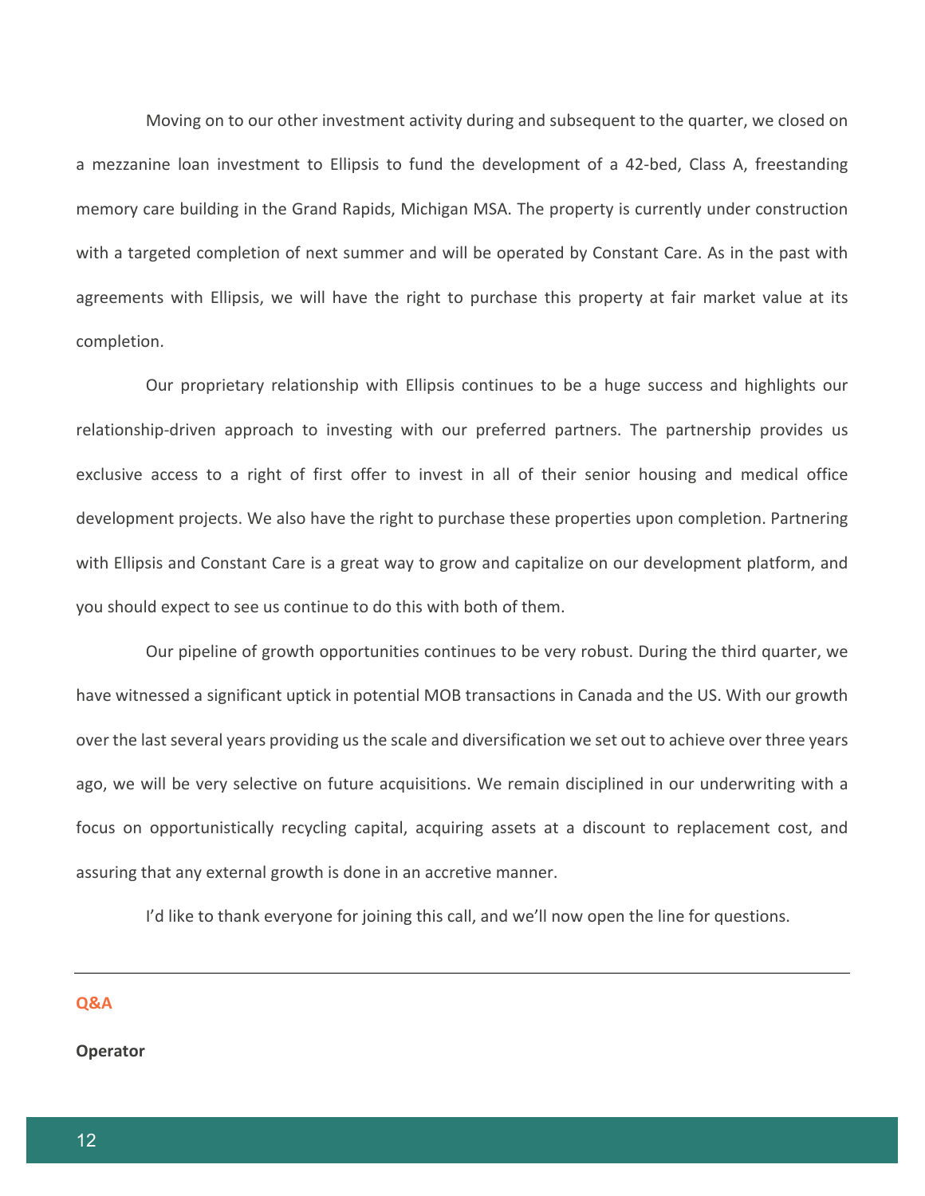Moving on to our other investment activity during and subsequent to the quarter, we closed on a mezzanine loan investment to Ellipsis to fund the development of a 42-bed, Class A, freestanding memory care building in the Grand Rapids, Michigan MSA. The property is currently under construction with a targeted completion of next summer and will be operated by Constant Care. As in the past with agreements with Ellipsis, we will have the right to purchase this property at fair market value at its completion.

Our proprietary relationship with Ellipsis continues to be a huge success and highlights our relationship-driven approach to investing with our preferred partners. The partnership provides us exclusive access to a right of first offer to invest in all of their senior housing and medical office development projects. We also have the right to purchase these properties upon completion. Partnering with Ellipsis and Constant Care is a great way to grow and capitalize on our development platform, and you should expect to see us continue to do this with both of them.

Our pipeline of growth opportunities continues to be very robust. During the third quarter, we have witnessed a significant uptick in potential MOB transactions in Canada and the US. With our growth over the last several years providing us the scale and diversification we set out to achieve over three years ago, we will be very selective on future acquisitions. We remain disciplined in our underwriting with a focus on opportunistically recycling capital, acquiring assets at a discount to replacement cost, and assuring that any external growth is done in an accretive manner.

I'd like to thank everyone for joining this call, and we'll now open the line for questions.

---

## Q&A

**Operator**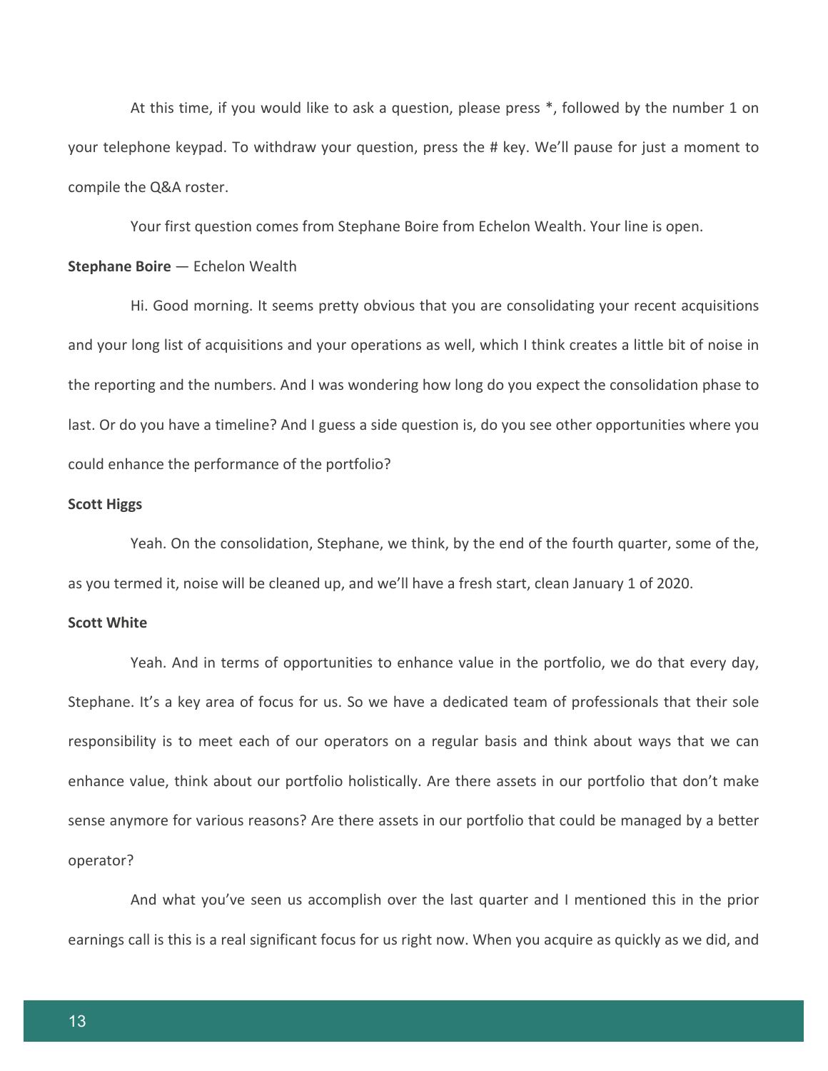At this time, if you would like to ask a question, please press *, followed by the number 1 on your telephone keypad. To withdraw your question, press the # key. We'll pause for just a moment to compile the Q&A roster.

Your first question comes from Stephane Boire from Echelon Wealth. Your line is open.

**Stephane Boire** — Echelon Wealth

Hi. Good morning. It seems pretty obvious that you are consolidating your recent acquisitions and your long list of acquisitions and your operations as well, which I think creates a little bit of noise in the reporting and the numbers. And I was wondering how long do you expect the consolidation phase to last. Or do you have a timeline? And I guess a side question is, do you see other opportunities where you could enhance the performance of the portfolio?

**Scott Higgs**

Yeah. On the consolidation, Stephane, we think, by the end of the fourth quarter, some of the, as you termed it, noise will be cleaned up, and we'll have a fresh start, clean January 1 of 2020.

**Scott White**

Yeah. And in terms of opportunities to enhance value in the portfolio, we do that every day, Stephane. It's a key area of focus for us. So we have a dedicated team of professionals that their sole responsibility is to meet each of our operators on a regular basis and think about ways that we can enhance value, think about our portfolio holistically. Are there assets in our portfolio that don't make sense anymore for various reasons? Are there assets in our portfolio that could be managed by a better operator?

And what you've seen us accomplish over the last quarter and I mentioned this in the prior earnings call is this is a real significant focus for us right now. When you acquire as quickly as we did, and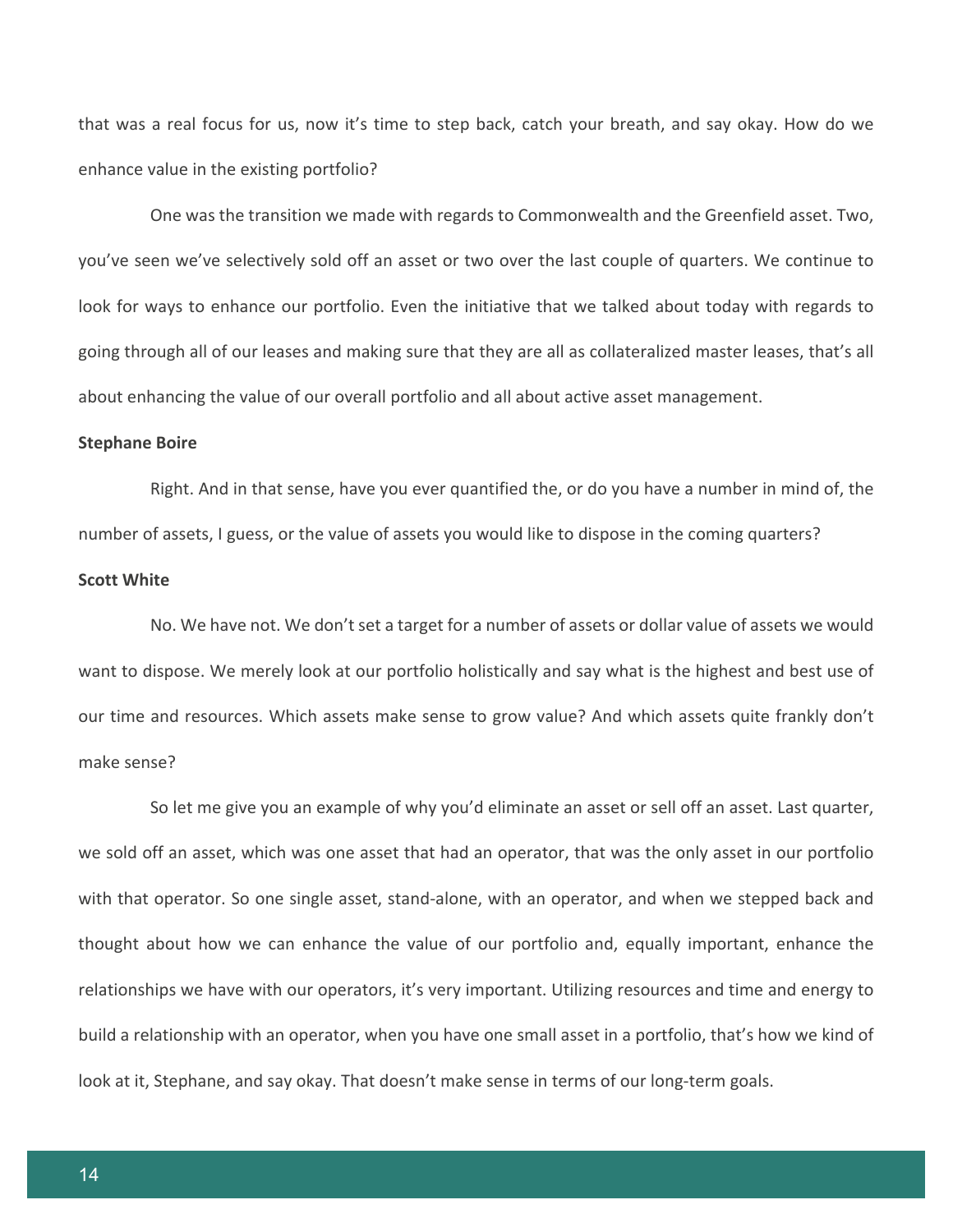that was a real focus for us, now it's time to step back, catch your breath, and say okay. How do we enhance value in the existing portfolio?

One was the transition we made with regards to Commonwealth and the Greenfield asset. Two, you've seen we've selectively sold off an asset or two over the last couple of quarters. We continue to look for ways to enhance our portfolio. Even the initiative that we talked about today with regards to going through all of our leases and making sure that they are all as collateralized master leases, that's all about enhancing the value of our overall portfolio and all about active asset management.

**Stephane Boire**

Right. And in that sense, have you ever quantified the, or do you have a number in mind of, the number of assets, I guess, or the value of assets you would like to dispose in the coming quarters?

**Scott White**

No. We have not. We don't set a target for a number of assets or dollar value of assets we would want to dispose. We merely look at our portfolio holistically and say what is the highest and best use of our time and resources. Which assets make sense to grow value? And which assets quite frankly don't make sense?

So let me give you an example of why you'd eliminate an asset or sell off an asset. Last quarter, we sold off an asset, which was one asset that had an operator, that was the only asset in our portfolio with that operator. So one single asset, stand-alone, with an operator, and when we stepped back and thought about how we can enhance the value of our portfolio and, equally important, enhance the relationships we have with our operators, it's very important. Utilizing resources and time and energy to build a relationship with an operator, when you have one small asset in a portfolio, that's how we kind of look at it, Stephane, and say okay. That doesn't make sense in terms of our long-term goals.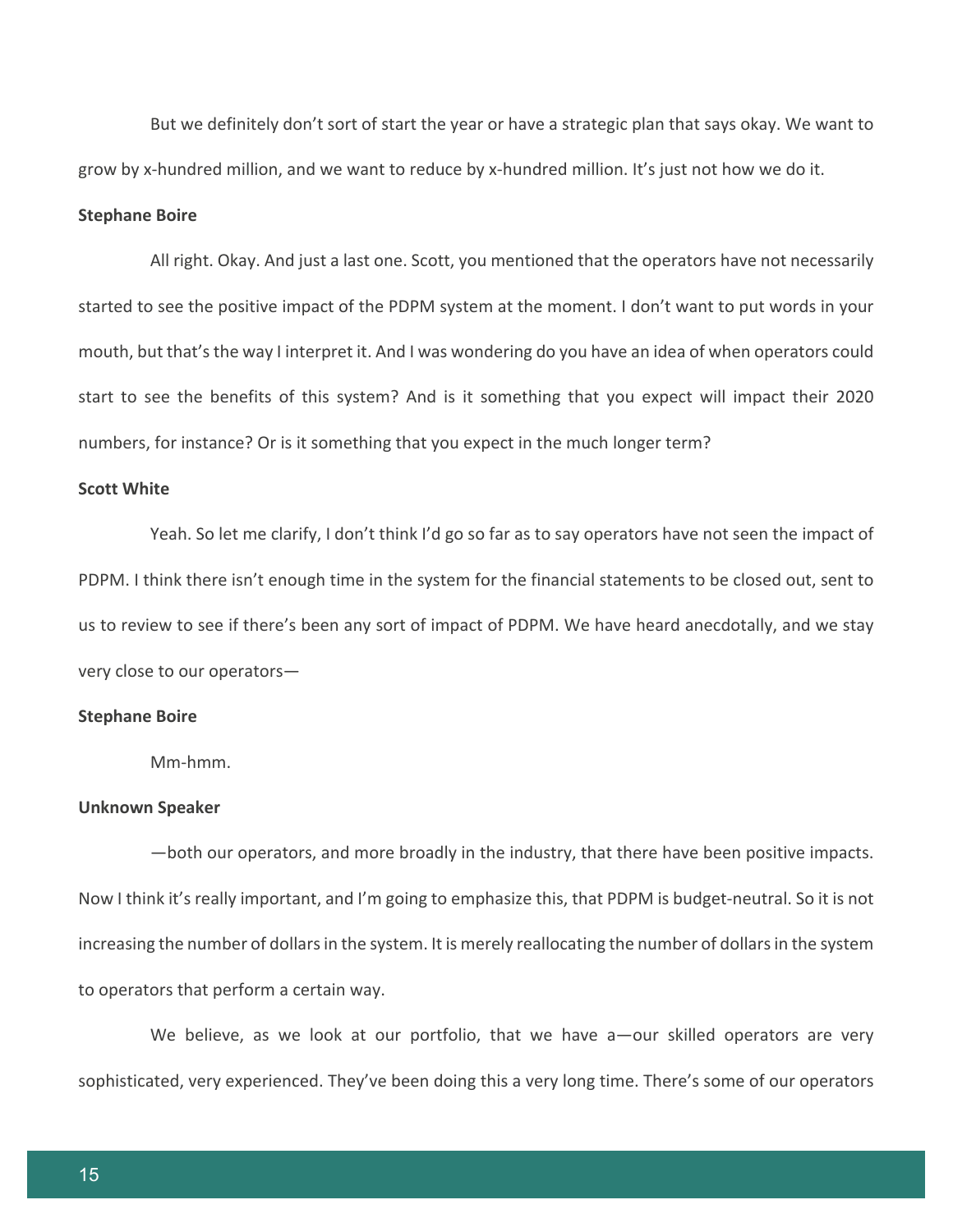But we definitely don't sort of start the year or have a strategic plan that says okay. We want to grow by x-hundred million, and we want to reduce by x-hundred million. It's just not how we do it.

**Stephane Boire**

All right. Okay. And just a last one. Scott, you mentioned that the operators have not necessarily started to see the positive impact of the PDPM system at the moment. I don't want to put words in your mouth, but that's the way I interpret it. And I was wondering do you have an idea of when operators could start to see the benefits of this system? And is it something that you expect will impact their 2020 numbers, for instance? Or is it something that you expect in the much longer term?

**Scott White**

Yeah. So let me clarify, I don't think I'd go so far as to say operators have not seen the impact of PDPM. I think there isn't enough time in the system for the financial statements to be closed out, sent to us to review to see if there's been any sort of impact of PDPM. We have heard anecdotally, and we stay very close to our operators—

**Stephane Boire**

Mm-hmm.

**Unknown Speaker**

—both our operators, and more broadly in the industry, that there have been positive impacts. Now I think it's really important, and I'm going to emphasize this, that PDPM is budget-neutral. So it is not increasing the number of dollars in the system. It is merely reallocating the number of dollars in the system to operators that perform a certain way.

We believe, as we look at our portfolio, that we have a—our skilled operators are very sophisticated, very experienced. They've been doing this a very long time. There's some of our operators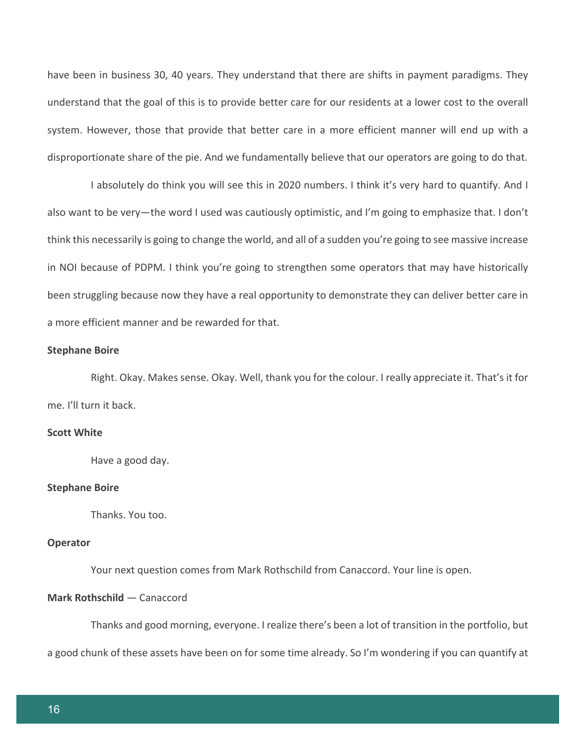have been in business 30, 40 years. They understand that there are shifts in payment paradigms. They understand that the goal of this is to provide better care for our residents at a lower cost to the overall system. However, those that provide that better care in a more efficient manner will end up with a disproportionate share of the pie. And we fundamentally believe that our operators are going to do that.

I absolutely do think you will see this in 2020 numbers. I think it's very hard to quantify. And I also want to be very—the word I used was cautiously optimistic, and I'm going to emphasize that. I don't think this necessarily is going to change the world, and all of a sudden you're going to see massive increase in NOI because of PDPM. I think you're going to strengthen some operators that may have historically been struggling because now they have a real opportunity to demonstrate they can deliver better care in a more efficient manner and be rewarded for that.

**Stephane Boire**

Right. Okay. Makes sense. Okay. Well, thank you for the colour. I really appreciate it. That's it for me. I'll turn it back.

**Scott White**

Have a good day.

**Stephane Boire**

Thanks. You too.

**Operator**

Your next question comes from Mark Rothschild from Canaccord. Your line is open.

**Mark Rothschild** — Canaccord

Thanks and good morning, everyone. I realize there's been a lot of transition in the portfolio, but a good chunk of these assets have been on for some time already. So I'm wondering if you can quantify at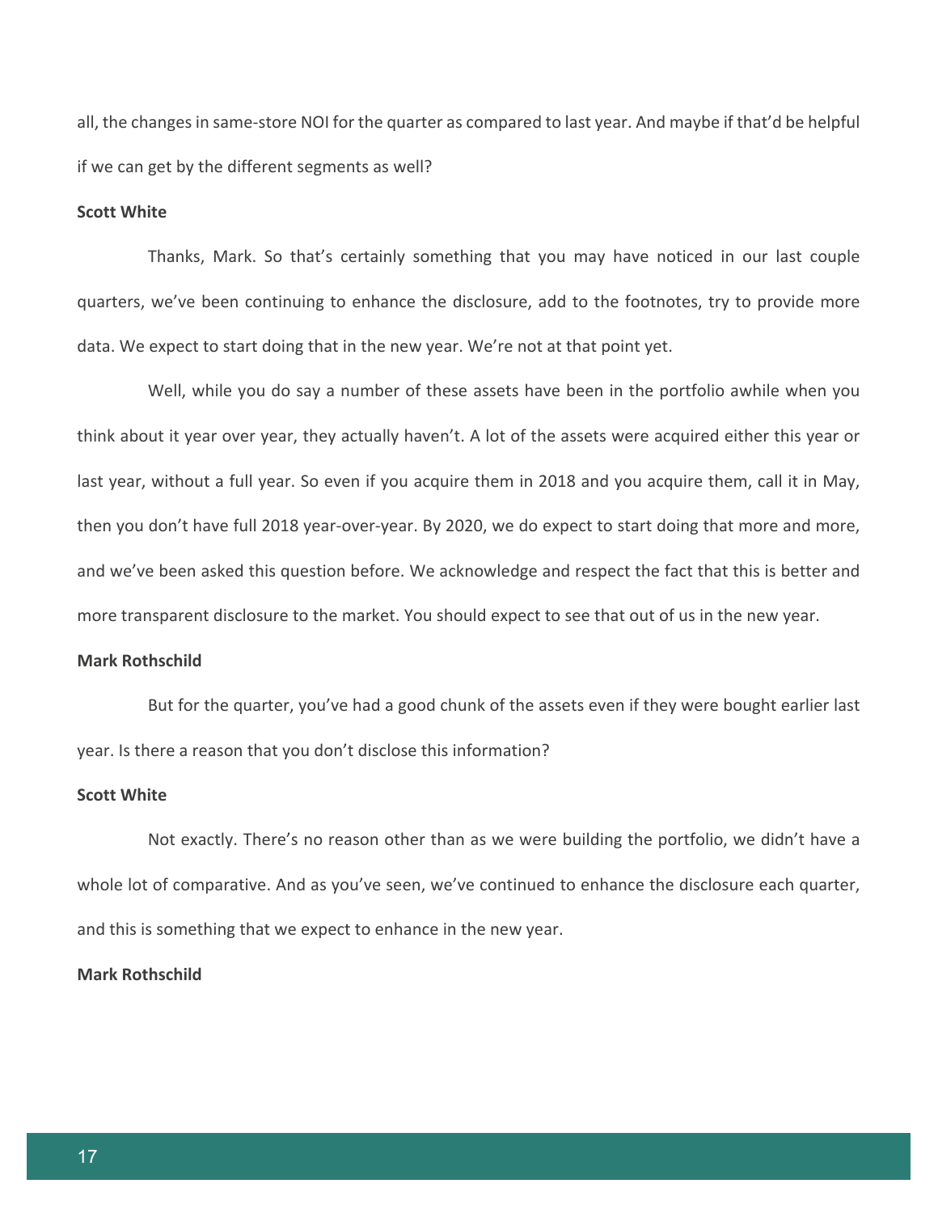all, the changes in same-store NOI for the quarter as compared to last year. And maybe if that'd be helpful if we can get by the different segments as well?

**Scott White**

Thanks, Mark. So that's certainly something that you may have noticed in our last couple quarters, we've been continuing to enhance the disclosure, add to the footnotes, try to provide more data. We expect to start doing that in the new year. We're not at that point yet.

Well, while you do say a number of these assets have been in the portfolio awhile when you think about it year over year, they actually haven't. A lot of the assets were acquired either this year or last year, without a full year. So even if you acquire them in 2018 and you acquire them, call it in May, then you don't have full 2018 year-over-year. By 2020, we do expect to start doing that more and more, and we've been asked this question before. We acknowledge and respect the fact that this is better and more transparent disclosure to the market. You should expect to see that out of us in the new year.

**Mark Rothschild**

But for the quarter, you've had a good chunk of the assets even if they were bought earlier last year. Is there a reason that you don't disclose this information?

**Scott White**

Not exactly. There's no reason other than as we were building the portfolio, we didn't have a whole lot of comparative. And as you've seen, we've continued to enhance the disclosure each quarter, and this is something that we expect to enhance in the new year.

**Mark Rothschild**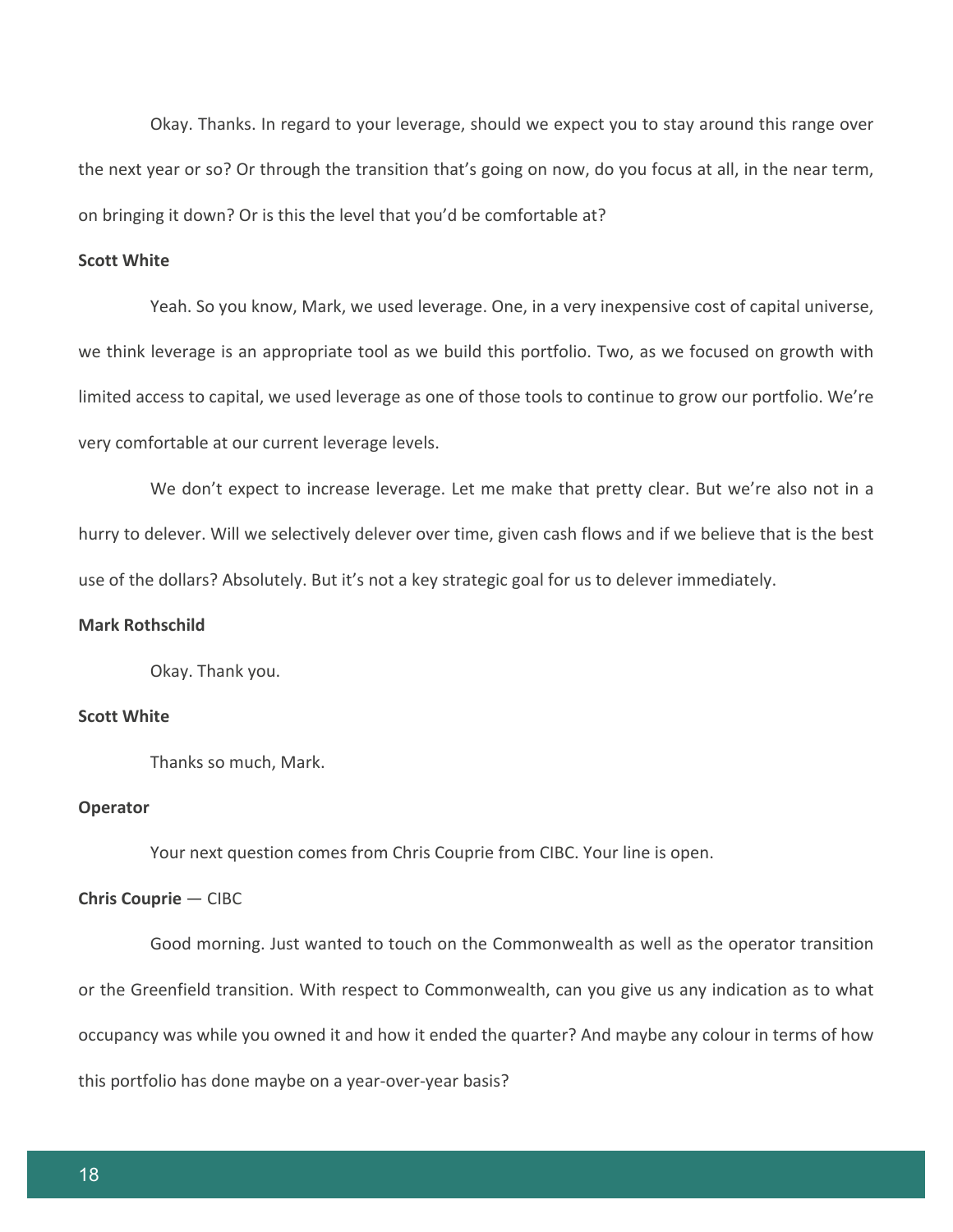Okay. Thanks. In regard to your leverage, should we expect you to stay around this range over the next year or so? Or through the transition that's going on now, do you focus at all, in the near term, on bringing it down? Or is this the level that you'd be comfortable at?

**Scott White**

Yeah. So you know, Mark, we used leverage. One, in a very inexpensive cost of capital universe, we think leverage is an appropriate tool as we build this portfolio. Two, as we focused on growth with limited access to capital, we used leverage as one of those tools to continue to grow our portfolio. We're very comfortable at our current leverage levels.

We don't expect to increase leverage. Let me make that pretty clear. But we're also not in a hurry to delever. Will we selectively delever over time, given cash flows and if we believe that is the best use of the dollars? Absolutely. But it's not a key strategic goal for us to delever immediately.

**Mark Rothschild**

Okay. Thank you.

**Scott White**

Thanks so much, Mark.

**Operator**

Your next question comes from Chris Couprie from CIBC. Your line is open.

**Chris Couprie** — CIBC

Good morning. Just wanted to touch on the Commonwealth as well as the operator transition or the Greenfield transition. With respect to Commonwealth, can you give us any indication as to what occupancy was while you owned it and how it ended the quarter? And maybe any colour in terms of how this portfolio has done maybe on a year-over-year basis?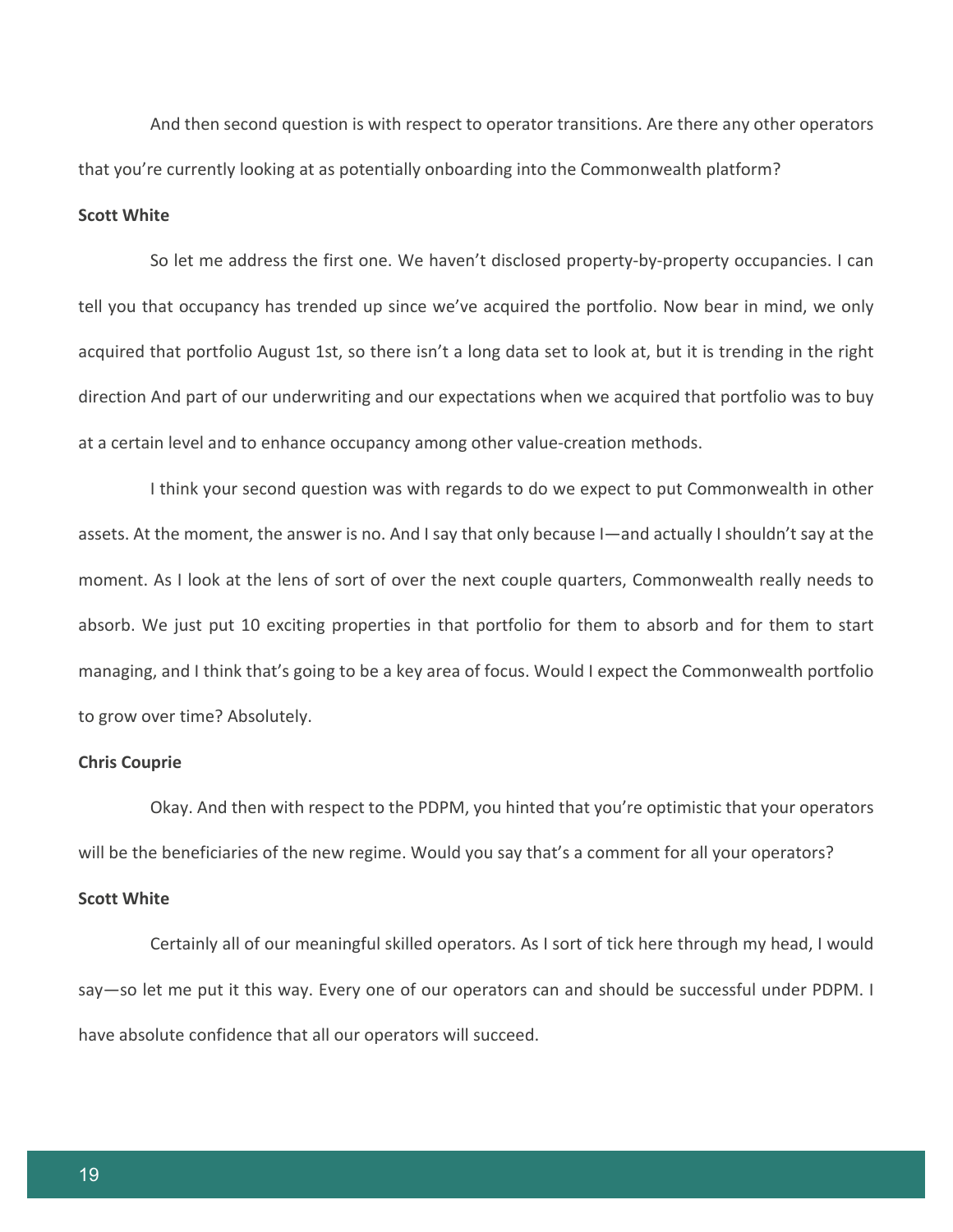And then second question is with respect to operator transitions. Are there any other operators that you're currently looking at as potentially onboarding into the Commonwealth platform?

**Scott White**

So let me address the first one. We haven't disclosed property-by-property occupancies. I can tell you that occupancy has trended up since we've acquired the portfolio. Now bear in mind, we only acquired that portfolio August 1st, so there isn't a long data set to look at, but it is trending in the right direction And part of our underwriting and our expectations when we acquired that portfolio was to buy at a certain level and to enhance occupancy among other value-creation methods.

I think your second question was with regards to do we expect to put Commonwealth in other assets. At the moment, the answer is no. And I say that only because I—and actually I shouldn't say at the moment. As I look at the lens of sort of over the next couple quarters, Commonwealth really needs to absorb. We just put 10 exciting properties in that portfolio for them to absorb and for them to start managing, and I think that's going to be a key area of focus. Would I expect the Commonwealth portfolio to grow over time? Absolutely.

**Chris Couprie**

Okay. And then with respect to the PDPM, you hinted that you're optimistic that your operators will be the beneficiaries of the new regime. Would you say that's a comment for all your operators?

**Scott White**

Certainly all of our meaningful skilled operators. As I sort of tick here through my head, I would say—so let me put it this way. Every one of our operators can and should be successful under PDPM. I have absolute confidence that all our operators will succeed.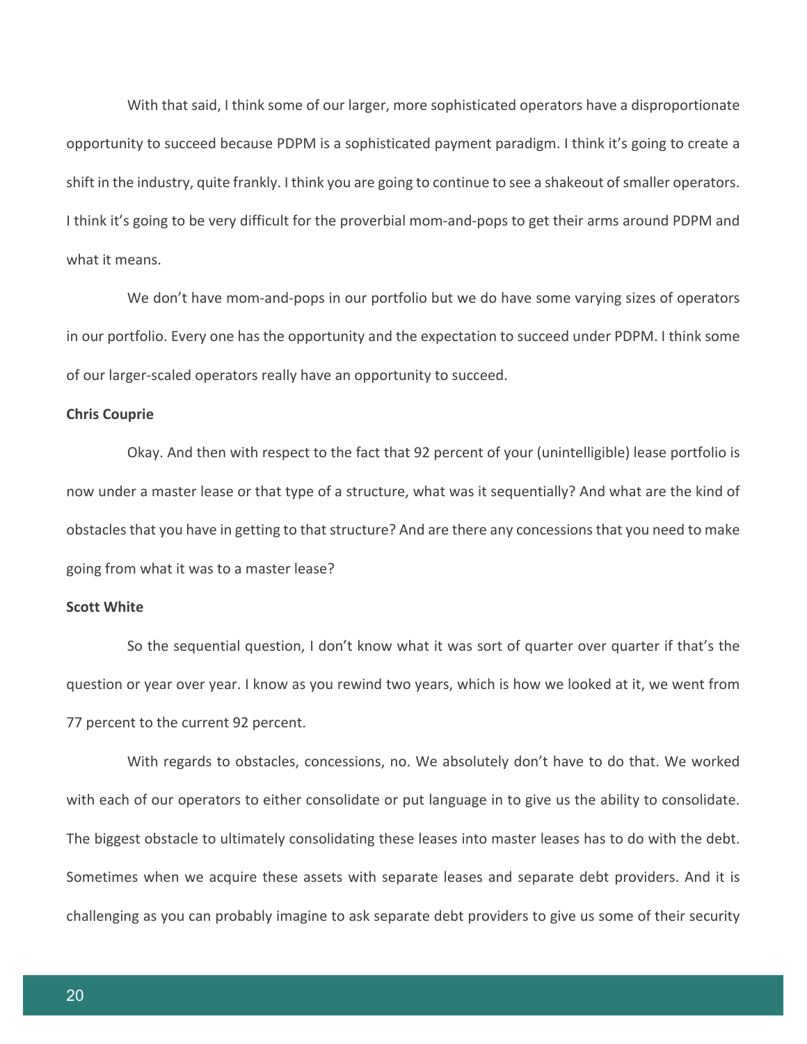With that said, I think some of our larger, more sophisticated operators have a disproportionate opportunity to succeed because PDPM is a sophisticated payment paradigm. I think it's going to create a shift in the industry, quite frankly. I think you are going to continue to see a shakeout of smaller operators. I think it's going to be very difficult for the proverbial mom-and-pops to get their arms around PDPM and what it means.

We don't have mom-and-pops in our portfolio but we do have some varying sizes of operators in our portfolio. Every one has the opportunity and the expectation to succeed under PDPM. I think some of our larger-scaled operators really have an opportunity to succeed.

**Chris Couprie**

Okay. And then with respect to the fact that 92 percent of your (unintelligible) lease portfolio is now under a master lease or that type of a structure, what was it sequentially? And what are the kind of obstacles that you have in getting to that structure? And are there any concessions that you need to make going from what it was to a master lease?

**Scott White**

So the sequential question, I don't know what it was sort of quarter over quarter if that's the question or year over year. I know as you rewind two years, which is how we looked at it, we went from 77 percent to the current 92 percent.

With regards to obstacles, concessions, no. We absolutely don't have to do that. We worked with each of our operators to either consolidate or put language in to give us the ability to consolidate. The biggest obstacle to ultimately consolidating these leases into master leases has to do with the debt. Sometimes when we acquire these assets with separate leases and separate debt providers. And it is challenging as you can probably imagine to ask separate debt providers to give us some of their security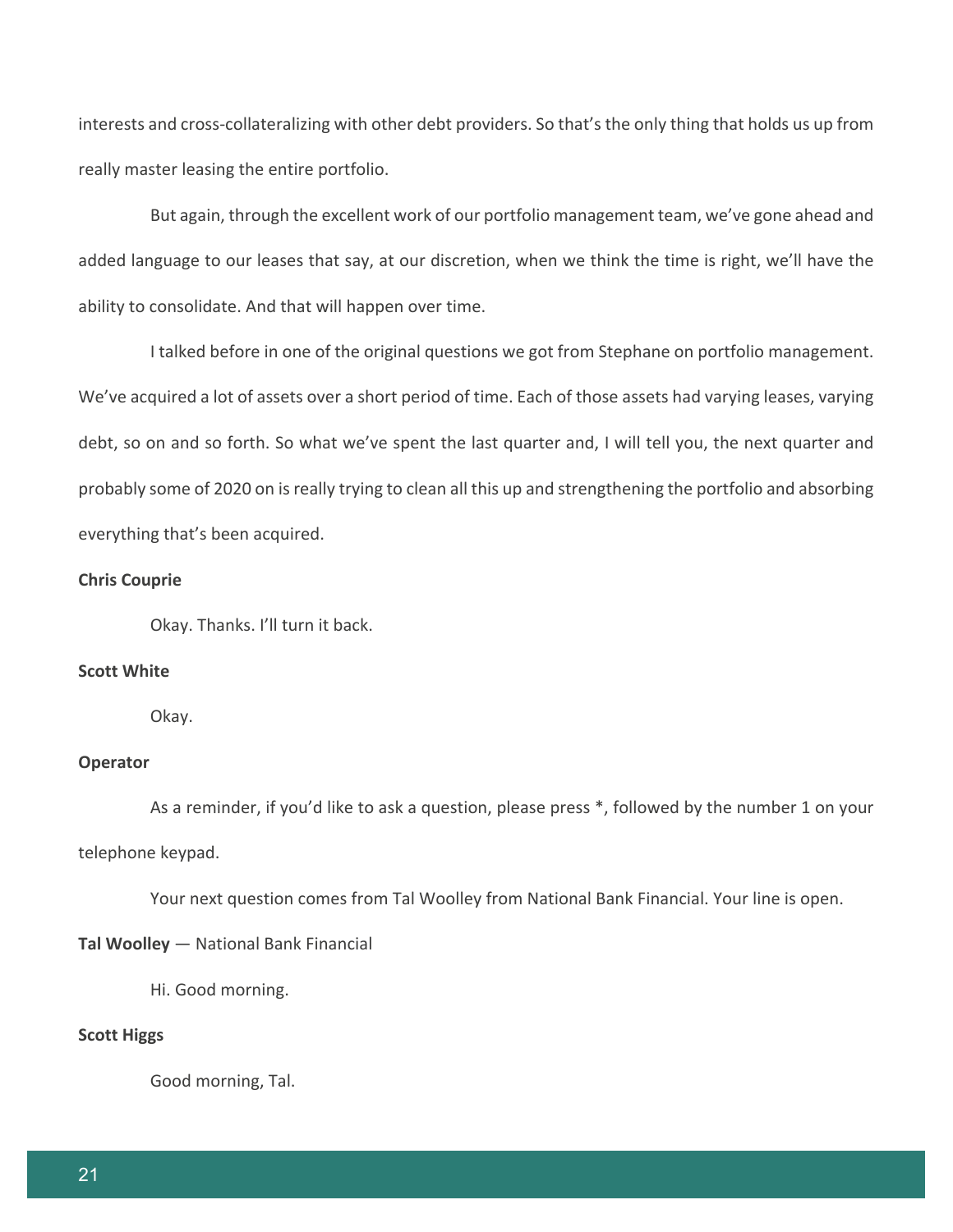interests and cross-collateralizing with other debt providers. So that's the only thing that holds us up from really master leasing the entire portfolio.

But again, through the excellent work of our portfolio management team, we've gone ahead and added language to our leases that say, at our discretion, when we think the time is right, we'll have the ability to consolidate. And that will happen over time.

I talked before in one of the original questions we got from Stephane on portfolio management. We've acquired a lot of assets over a short period of time. Each of those assets had varying leases, varying debt, so on and so forth. So what we've spent the last quarter and, I will tell you, the next quarter and probably some of 2020 on is really trying to clean all this up and strengthening the portfolio and absorbing everything that's been acquired.

**Chris Couprie**

Okay. Thanks. I'll turn it back.

**Scott White**

Okay.

**Operator**

As a reminder, if you'd like to ask a question, please press *, followed by the number 1 on your telephone keypad.

Your next question comes from Tal Woolley from National Bank Financial. Your line is open.

**Tal Woolley** — National Bank Financial

Hi. Good morning.

**Scott Higgs**

Good morning, Tal.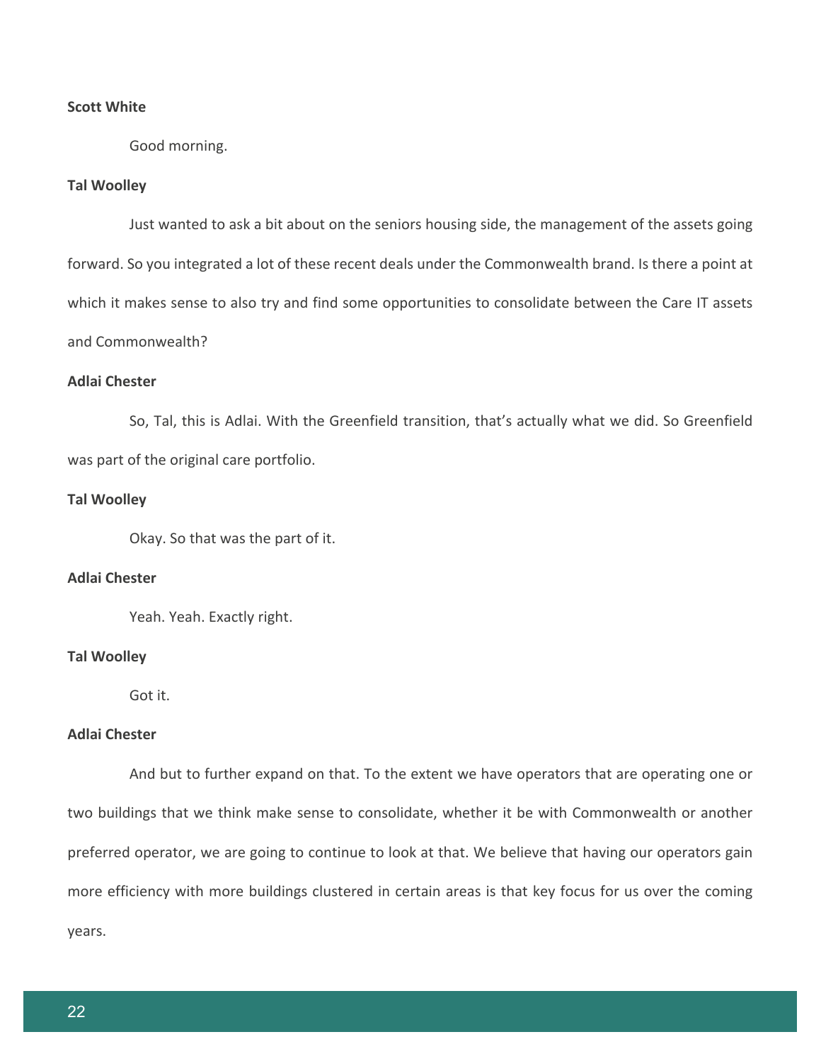**Scott White**

Good morning.

**Tal Woolley**

Just wanted to ask a bit about on the seniors housing side, the management of the assets going forward. So you integrated a lot of these recent deals under the Commonwealth brand. Is there a point at which it makes sense to also try and find some opportunities to consolidate between the Care IT assets and Commonwealth?

**Adlai Chester**

So, Tal, this is Adlai. With the Greenfield transition, that's actually what we did. So Greenfield was part of the original care portfolio.

**Tal Woolley**

Okay. So that was the part of it.

**Adlai Chester**

Yeah. Yeah. Exactly right.

**Tal Woolley**

Got it.

**Adlai Chester**

And but to further expand on that. To the extent we have operators that are operating one or two buildings that we think make sense to consolidate, whether it be with Commonwealth or another preferred operator, we are going to continue to look at that. We believe that having our operators gain more efficiency with more buildings clustered in certain areas is that key focus for us over the coming years.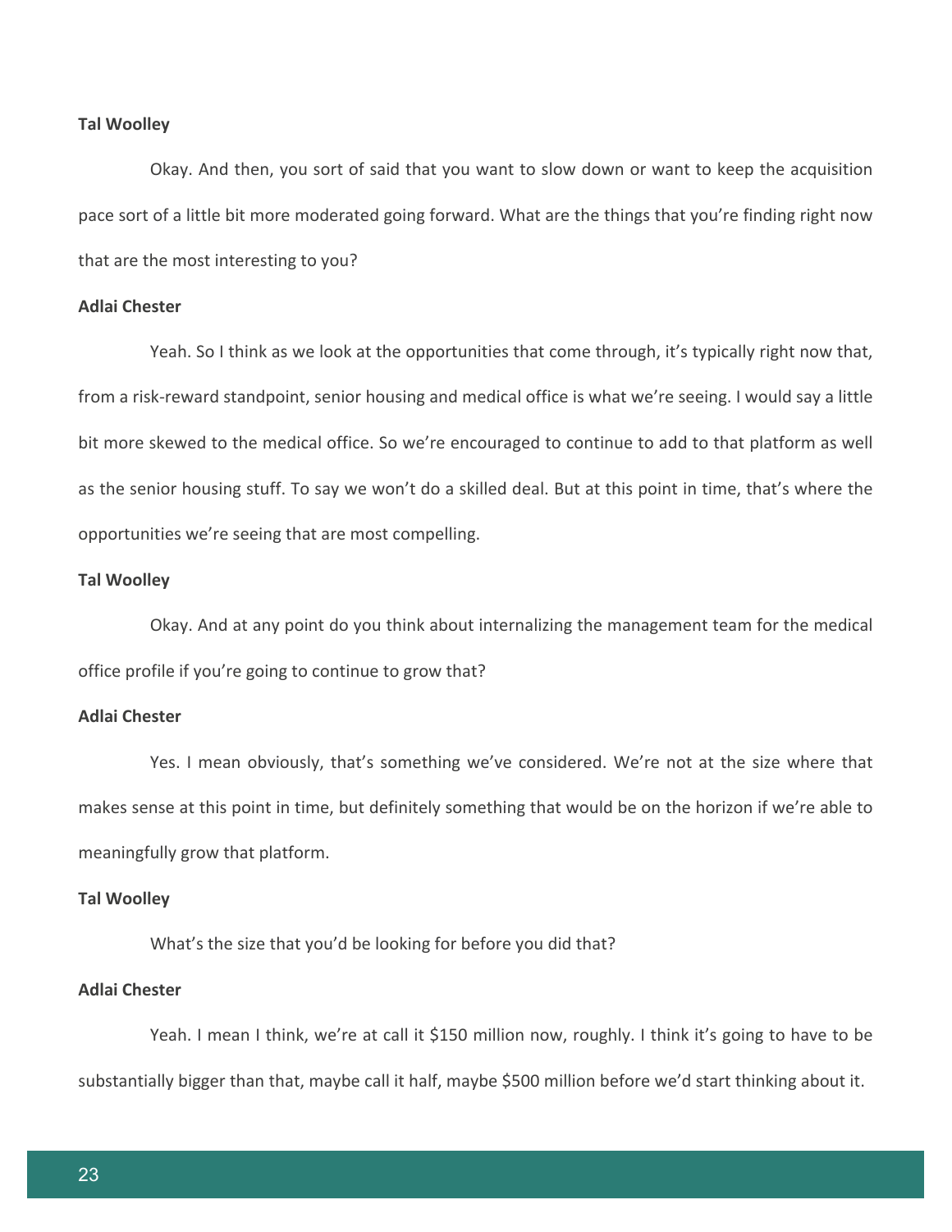**Tal Woolley**

Okay. And then, you sort of said that you want to slow down or want to keep the acquisition pace sort of a little bit more moderated going forward. What are the things that you're finding right now that are the most interesting to you?

**Adlai Chester**

Yeah. So I think as we look at the opportunities that come through, it's typically right now that, from a risk-reward standpoint, senior housing and medical office is what we're seeing. I would say a little bit more skewed to the medical office. So we're encouraged to continue to add to that platform as well as the senior housing stuff. To say we won't do a skilled deal. But at this point in time, that's where the opportunities we're seeing that are most compelling.

**Tal Woolley**

Okay. And at any point do you think about internalizing the management team for the medical office profile if you're going to continue to grow that?

**Adlai Chester**

Yes. I mean obviously, that's something we've considered. We're not at the size where that makes sense at this point in time, but definitely something that would be on the horizon if we're able to meaningfully grow that platform.

**Tal Woolley**

What's the size that you'd be looking for before you did that?

**Adlai Chester**

Yeah. I mean I think, we're at call it $150 million now, roughly. I think it's going to have to be substantially bigger than that, maybe call it half, maybe $500 million before we'd start thinking about it.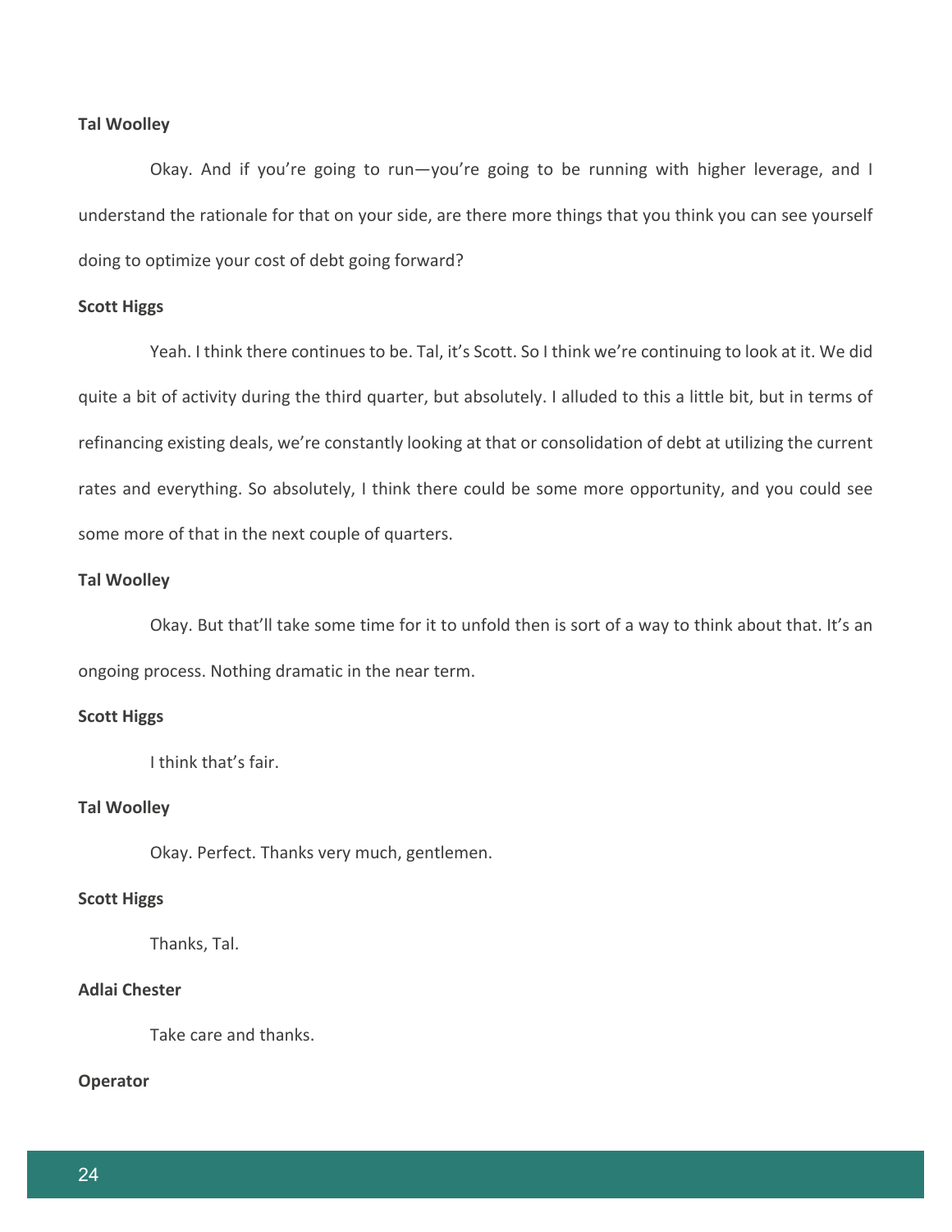**Tal Woolley**

Okay. And if you're going to run—you're going to be running with higher leverage, and I understand the rationale for that on your side, are there more things that you think you can see yourself doing to optimize your cost of debt going forward?

**Scott Higgs**

Yeah. I think there continues to be. Tal, it's Scott. So I think we're continuing to look at it. We did quite a bit of activity during the third quarter, but absolutely. I alluded to this a little bit, but in terms of refinancing existing deals, we're constantly looking at that or consolidation of debt at utilizing the current rates and everything. So absolutely, I think there could be some more opportunity, and you could see some more of that in the next couple of quarters.

**Tal Woolley**

Okay. But that'll take some time for it to unfold then is sort of a way to think about that. It's an ongoing process. Nothing dramatic in the near term.

**Scott Higgs**

I think that's fair.

**Tal Woolley**

Okay. Perfect. Thanks very much, gentlemen.

**Scott Higgs**

Thanks, Tal.

**Adlai Chester**

Take care and thanks.

**Operator**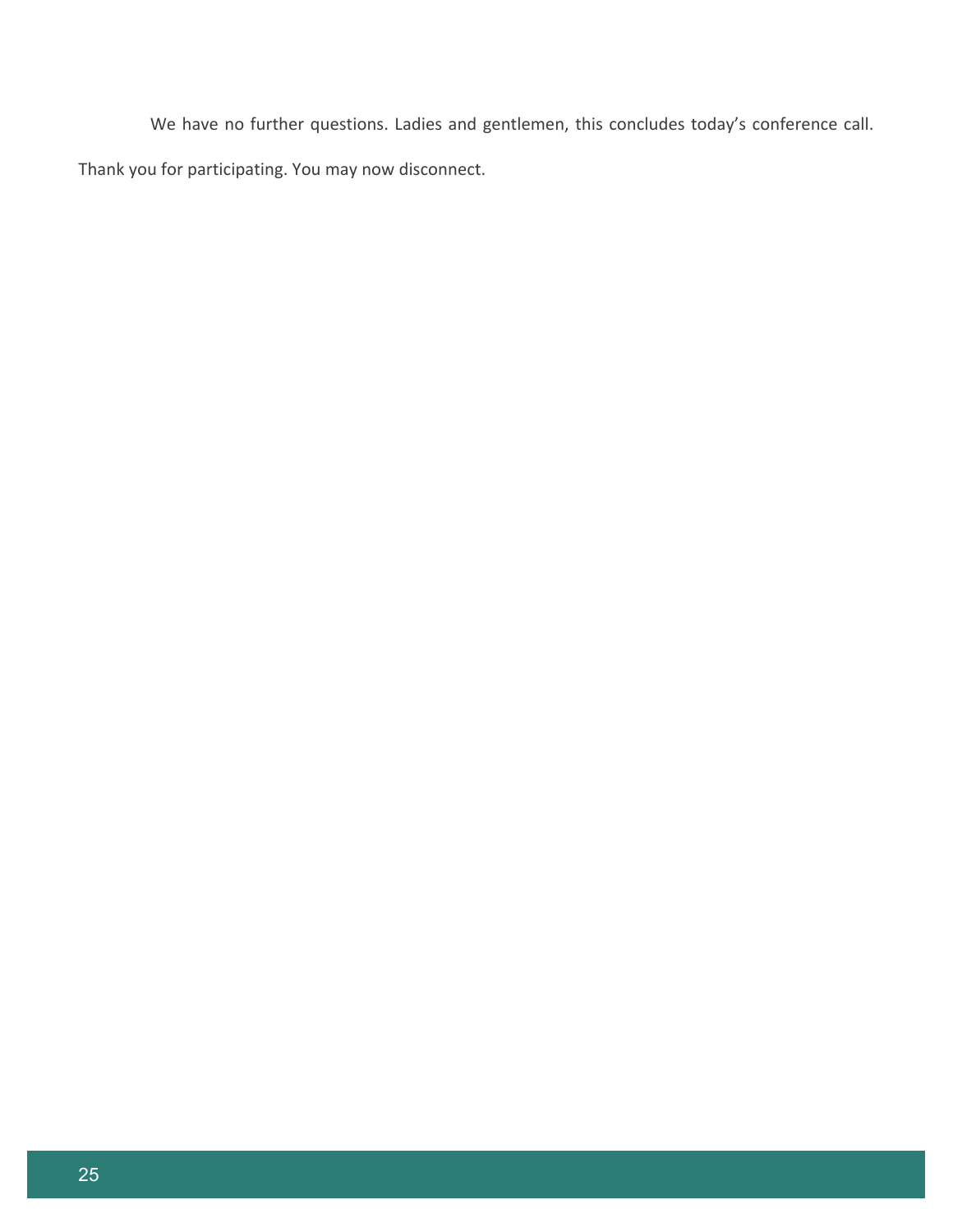We have no further questions. Ladies and gentlemen, this concludes today's conference call. Thank you for participating. You may now disconnect.